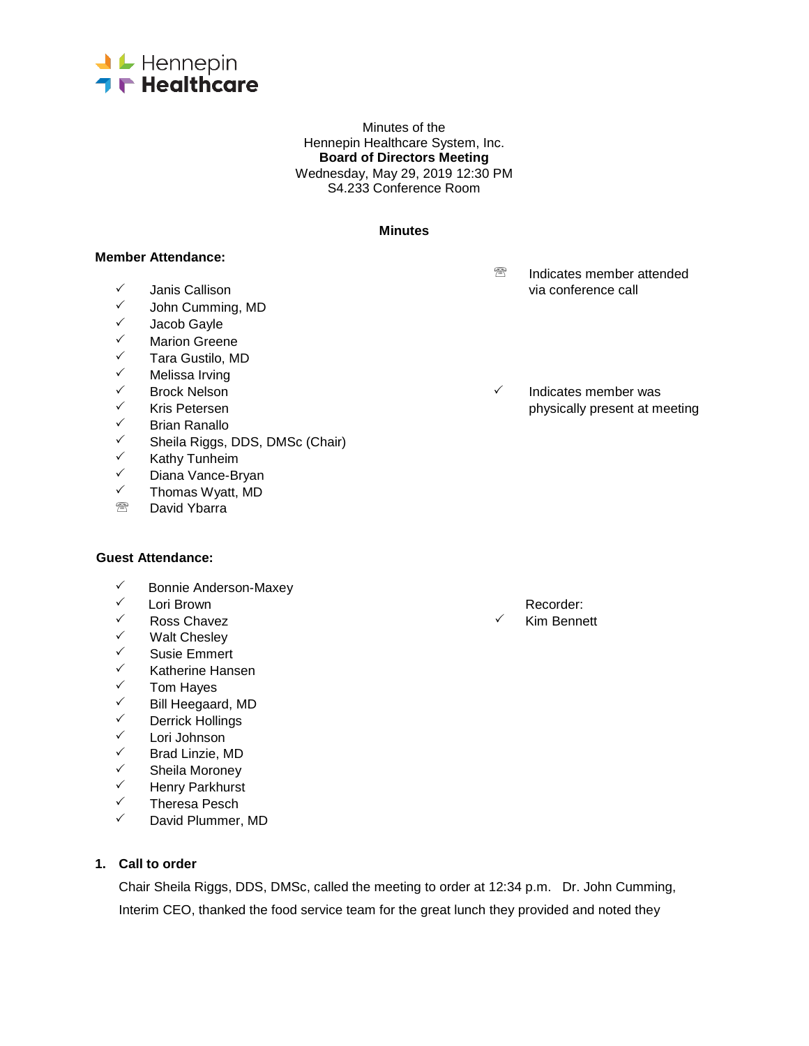Hennepin Healthcare

Minutes of the
Hennepin Healthcare System, Inc.
**Board of Directors Meeting**
Wednesday, May 29, 2019 12:30 PM
S4.233 Conference Room

**Minutes**

**Member Attendance:**

☏ Indicates member attended via conference call

✓ Indicates member was physically present at meeting

- ✓ Janis Callison
- ✓ John Cumming, MD
- ✓ Jacob Gayle
- ✓ Marion Greene
- ✓ Tara Gustilo, MD
- ✓ Melissa Irving
- ✓ Brock Nelson
- ✓ Kris Petersen
- ✓ Brian Ranallo
- ✓ Sheila Riggs, DDS, DMSc (Chair)
- ✓ Kathy Tunheim
- ✓ Diana Vance-Bryan
- ✓ Thomas Wyatt, MD
- ☏ David Ybarra

**Guest Attendance:**

- ✓ Bonnie Anderson-Maxey
- ✓ Lori Brown
- ✓ Ross Chavez
- ✓ Walt Chesley
- ✓ Susie Emmert
- ✓ Katherine Hansen
- ✓ Tom Hayes
- ✓ Bill Heegaard, MD
- ✓ Derrick Hollings
- ✓ Lori Johnson
- ✓ Brad Linzie, MD
- ✓ Sheila Moroney
- ✓ Henry Parkhurst
- ✓ Theresa Pesch
- ✓ David Plummer, MD

Recorder:
✓ Kim Bennett

**1. Call to order**

Chair Sheila Riggs, DDS, DMSc, called the meeting to order at 12:34 p.m. Dr. John Cumming, Interim CEO, thanked the food service team for the great lunch they provided and noted they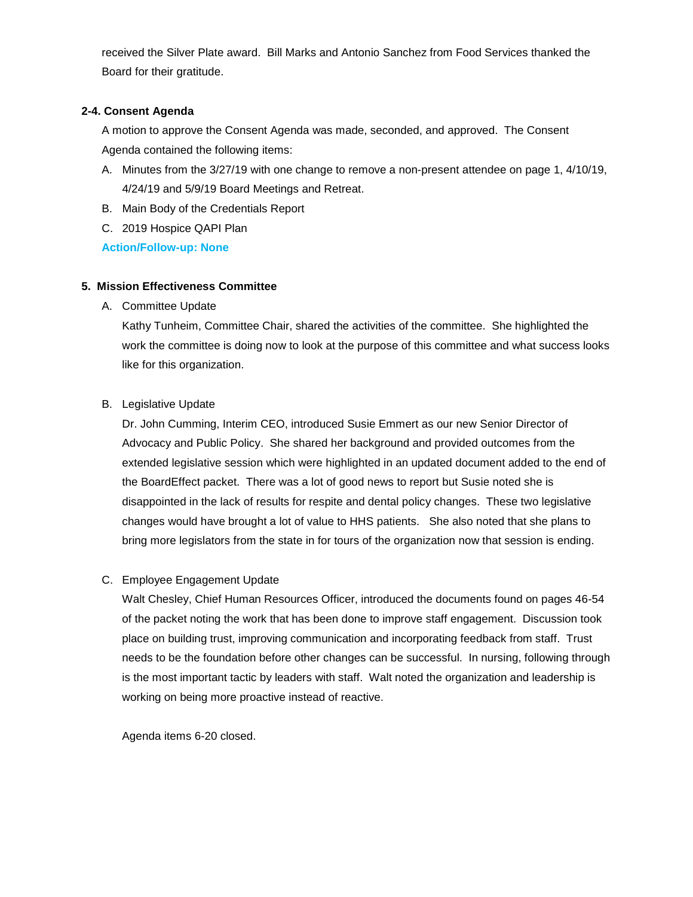received the Silver Plate award. Bill Marks and Antonio Sanchez from Food Services thanked the Board for their gratitude.

**2-4. Consent Agenda**

A motion to approve the Consent Agenda was made, seconded, and approved. The Consent Agenda contained the following items:

A. Minutes from the 3/27/19 with one change to remove a non-present attendee on page 1, 4/10/19, 4/24/19 and 5/9/19 Board Meetings and Retreat.
B. Main Body of the Credentials Report
C. 2019 Hospice QAPI Plan

**Action/Follow-up: None**

**5. Mission Effectiveness Committee**

A. Committee Update

Kathy Tunheim, Committee Chair, shared the activities of the committee. She highlighted the work the committee is doing now to look at the purpose of this committee and what success looks like for this organization.

B. Legislative Update

Dr. John Cumming, Interim CEO, introduced Susie Emmert as our new Senior Director of Advocacy and Public Policy. She shared her background and provided outcomes from the extended legislative session which were highlighted in an updated document added to the end of the BoardEffect packet. There was a lot of good news to report but Susie noted she is disappointed in the lack of results for respite and dental policy changes. These two legislative changes would have brought a lot of value to HHS patients. She also noted that she plans to bring more legislators from the state in for tours of the organization now that session is ending.

C. Employee Engagement Update

Walt Chesley, Chief Human Resources Officer, introduced the documents found on pages 46-54 of the packet noting the work that has been done to improve staff engagement. Discussion took place on building trust, improving communication and incorporating feedback from staff. Trust needs to be the foundation before other changes can be successful. In nursing, following through is the most important tactic by leaders with staff. Walt noted the organization and leadership is working on being more proactive instead of reactive.

Agenda items 6-20 closed.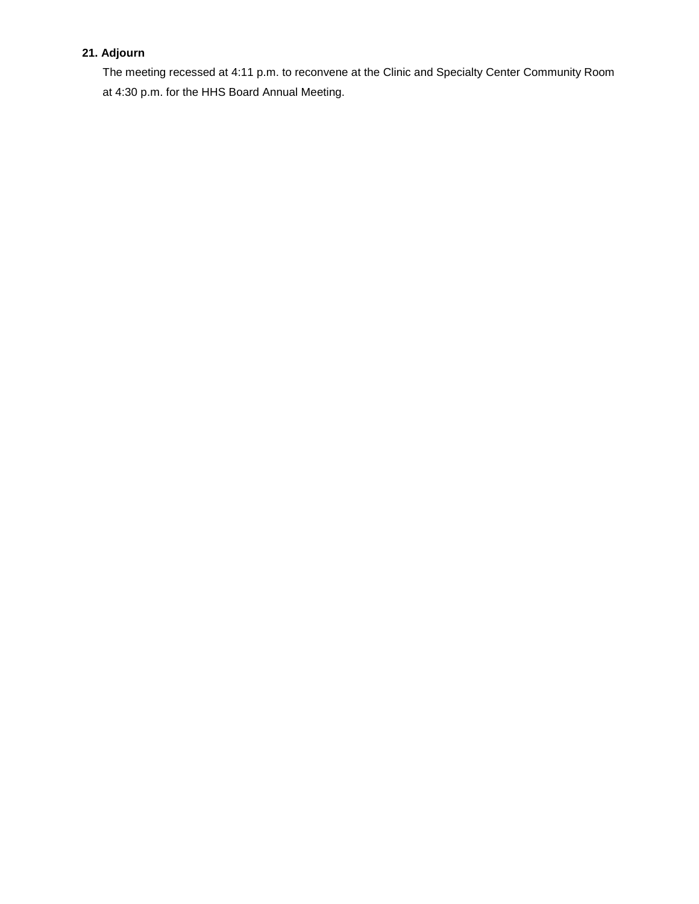**21. Adjourn**

The meeting recessed at 4:11 p.m. to reconvene at the Clinic and Specialty Center Community Room at 4:30 p.m. for the HHS Board Annual Meeting.